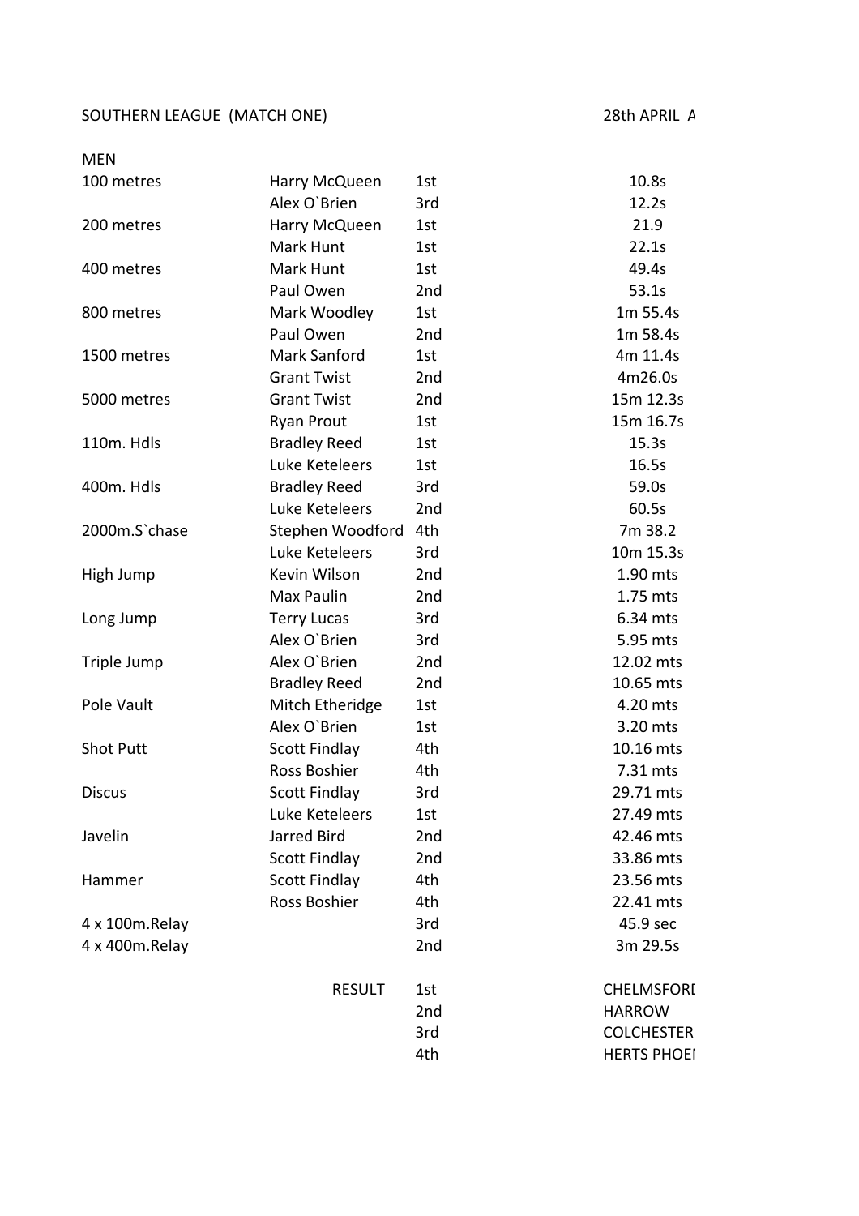SOUTHERN LEAGUE (MATCH ONE) 28th APRIL A

MEN

| Event | Athlete | Position | Performance |
|---|---|---|---|
| 100 metres | Harry McQueen | 1st | 10.8s |
| | Alex O`Brien | 3rd | 12.2s |
| 200 metres | Harry McQueen | 1st | 21.9 |
| | Mark Hunt | 1st | 22.1s |
| 400 metres | Mark Hunt | 1st | 49.4s |
| | Paul Owen | 2nd | 53.1s |
| 800 metres | Mark Woodley | 1st | 1m 55.4s |
| | Paul Owen | 2nd | 1m 58.4s |
| 1500 metres | Mark Sanford | 1st | 4m 11.4s |
| | Grant Twist | 2nd | 4m26.0s |
| 5000 metres | Grant Twist | 2nd | 15m 12.3s |
| | Ryan Prout | 1st | 15m 16.7s |
| 110m. Hdls | Bradley Reed | 1st | 15.3s |
| | Luke Keteleers | 1st | 16.5s |
| 400m. Hdls | Bradley Reed | 3rd | 59.0s |
| | Luke Keteleers | 2nd | 60.5s |
| 2000m.S`chase | Stephen Woodford | 4th | 7m 38.2 |
| | Luke Keteleers | 3rd | 10m 15.3s |
| High Jump | Kevin Wilson | 2nd | 1.90 mts |
| | Max Paulin | 2nd | 1.75 mts |
| Long Jump | Terry Lucas | 3rd | 6.34 mts |
| | Alex O`Brien | 3rd | 5.95 mts |
| Triple Jump | Alex O`Brien | 2nd | 12.02 mts |
| | Bradley Reed | 2nd | 10.65 mts |
| Pole Vault | Mitch Etheridge | 1st | 4.20 mts |
| | Alex O`Brien | 1st | 3.20 mts |
| Shot Putt | Scott Findlay | 4th | 10.16 mts |
| | Ross Boshier | 4th | 7.31 mts |
| Discus | Scott Findlay | 3rd | 29.71 mts |
| | Luke Keteleers | 1st | 27.49 mts |
| Javelin | Jarred Bird | 2nd | 42.46 mts |
| | Scott Findlay | 2nd | 33.86 mts |
| Hammer | Scott Findlay | 4th | 23.56 mts |
| | Ross Boshier | 4th | 22.41 mts |
| 4 x 100m.Relay | | 3rd | 45.9 sec |
| 4 x 400m.Relay | | 2nd | 3m 29.5s |
| | RESULT | 1st | CHELMSFORI |
| | | 2nd | HARROW |
| | | 3rd | COLCHESTER |
| | | 4th | HERTS PHOEI |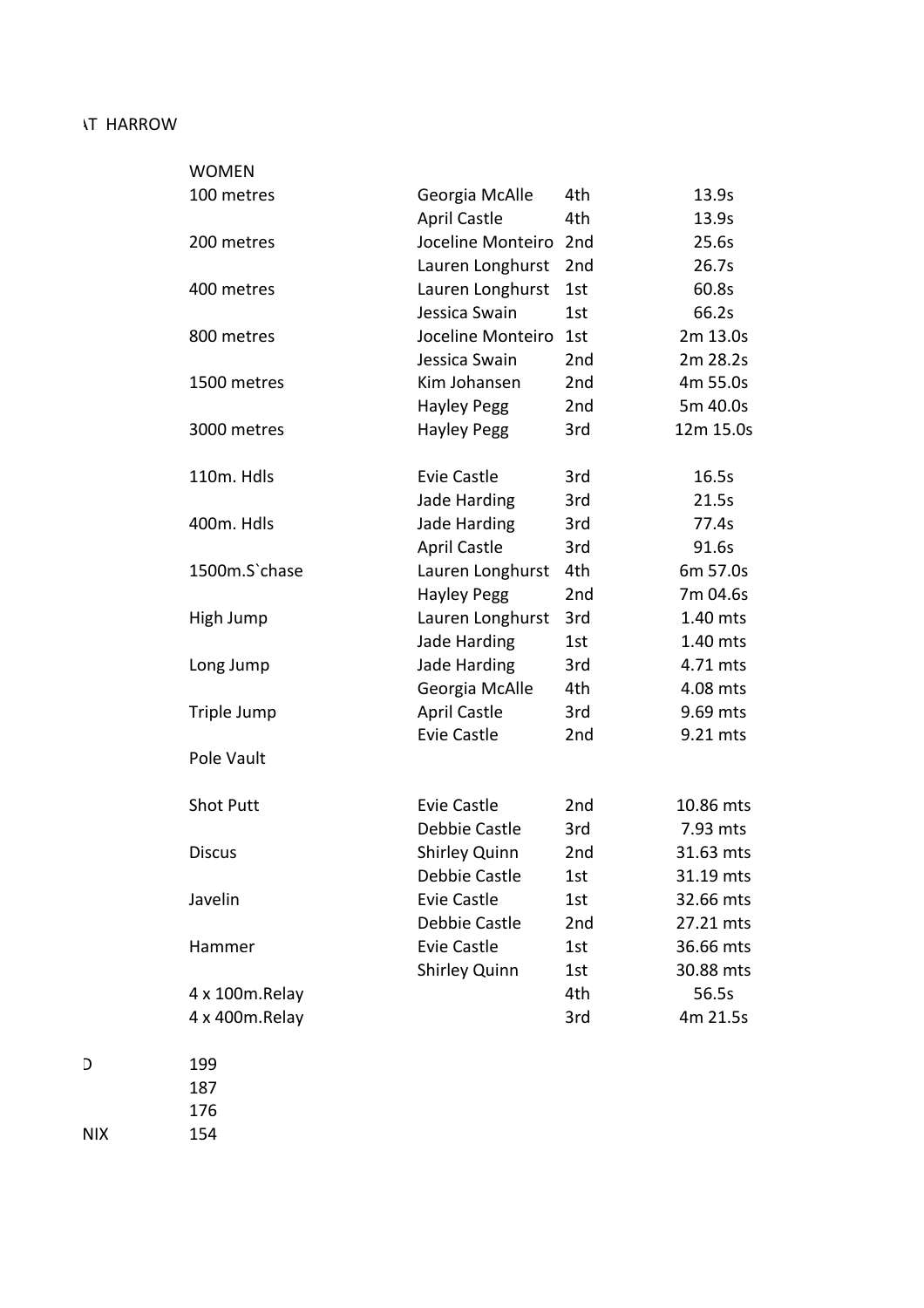ꓥT HARROW

| | | | |
|---|---|---|---|
| WOMEN | | | |
| 100 metres | Georgia McAlle | 4th | 13.9s |
| | April Castle | 4th | 13.9s |
| 200 metres | Joceline Monteiro | 2nd | 25.6s |
| | Lauren Longhurst | 2nd | 26.7s |
| 400 metres | Lauren Longhurst | 1st | 60.8s |
| | Jessica Swain | 1st | 66.2s |
| 800 metres | Joceline Monteiro | 1st | 2m 13.0s |
| | Jessica Swain | 2nd | 2m 28.2s |
| 1500 metres | Kim Johansen | 2nd | 4m 55.0s |
| | Hayley Pegg | 2nd | 5m 40.0s |
| 3000 metres | Hayley Pegg | 3rd | 12m 15.0s |
| 110m. Hdls | Evie Castle | 3rd | 16.5s |
| | Jade Harding | 3rd | 21.5s |
| 400m. Hdls | Jade Harding | 3rd | 77.4s |
| | April Castle | 3rd | 91.6s |
| 1500m.S`chase | Lauren Longhurst | 4th | 6m 57.0s |
| | Hayley Pegg | 2nd | 7m 04.6s |
| High Jump | Lauren Longhurst | 3rd | 1.40 mts |
| | Jade Harding | 1st | 1.40 mts |
| Long Jump | Jade Harding | 3rd | 4.71 mts |
| | Georgia McAlle | 4th | 4.08 mts |
| Triple Jump | April Castle | 3rd | 9.69 mts |
| | Evie Castle | 2nd | 9.21 mts |
| Pole Vault | | | |
| Shot Putt | Evie Castle | 2nd | 10.86 mts |
| | Debbie Castle | 3rd | 7.93 mts |
| Discus | Shirley Quinn | 2nd | 31.63 mts |
| | Debbie Castle | 1st | 31.19 mts |
| Javelin | Evie Castle | 1st | 32.66 mts |
| | Debbie Castle | 2nd | 27.21 mts |
| Hammer | Evie Castle | 1st | 36.66 mts |
| | Shirley Quinn | 1st | 30.88 mts |
| 4 x 100m.Relay | | 4th | 56.5s |
| 4 x 400m.Relay | | 3rd | 4m 21.5s |

| | |
|---|---|
| D | 199 |
| | 187 |
| | 176 |
| NIX | 154 |